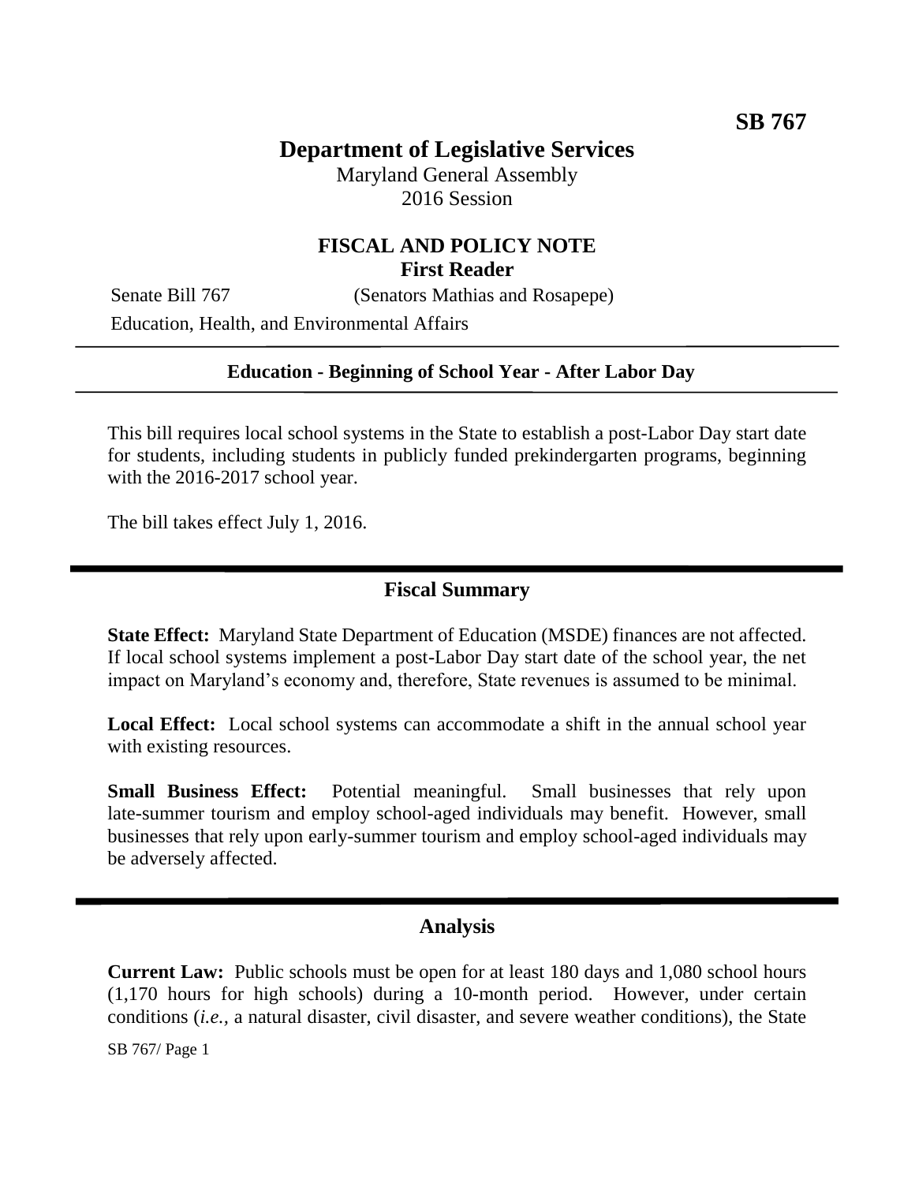**SB 767**

# Department of Legislative Services

Maryland General Assembly
2016 Session

## FISCAL AND POLICY NOTE
**First Reader**

Senate Bill 767 (Senators Mathias and Rosapepe)
Education, Health, and Environmental Affairs

**Education - Beginning of School Year - After Labor Day**

This bill requires local school systems in the State to establish a post-Labor Day start date for students, including students in publicly funded prekindergarten programs, beginning with the 2016-2017 school year.

The bill takes effect July 1, 2016.

## Fiscal Summary

**State Effect:** Maryland State Department of Education (MSDE) finances are not affected. If local school systems implement a post-Labor Day start date of the school year, the net impact on Maryland's economy and, therefore, State revenues is assumed to be minimal.

**Local Effect:** Local school systems can accommodate a shift in the annual school year with existing resources.

**Small Business Effect:** Potential meaningful. Small businesses that rely upon late-summer tourism and employ school-aged individuals may benefit. However, small businesses that rely upon early-summer tourism and employ school-aged individuals may be adversely affected.

## Analysis

**Current Law:** Public schools must be open for at least 180 days and 1,080 school hours (1,170 hours for high schools) during a 10-month period. However, under certain conditions (*i.e.*, a natural disaster, civil disaster, and severe weather conditions), the State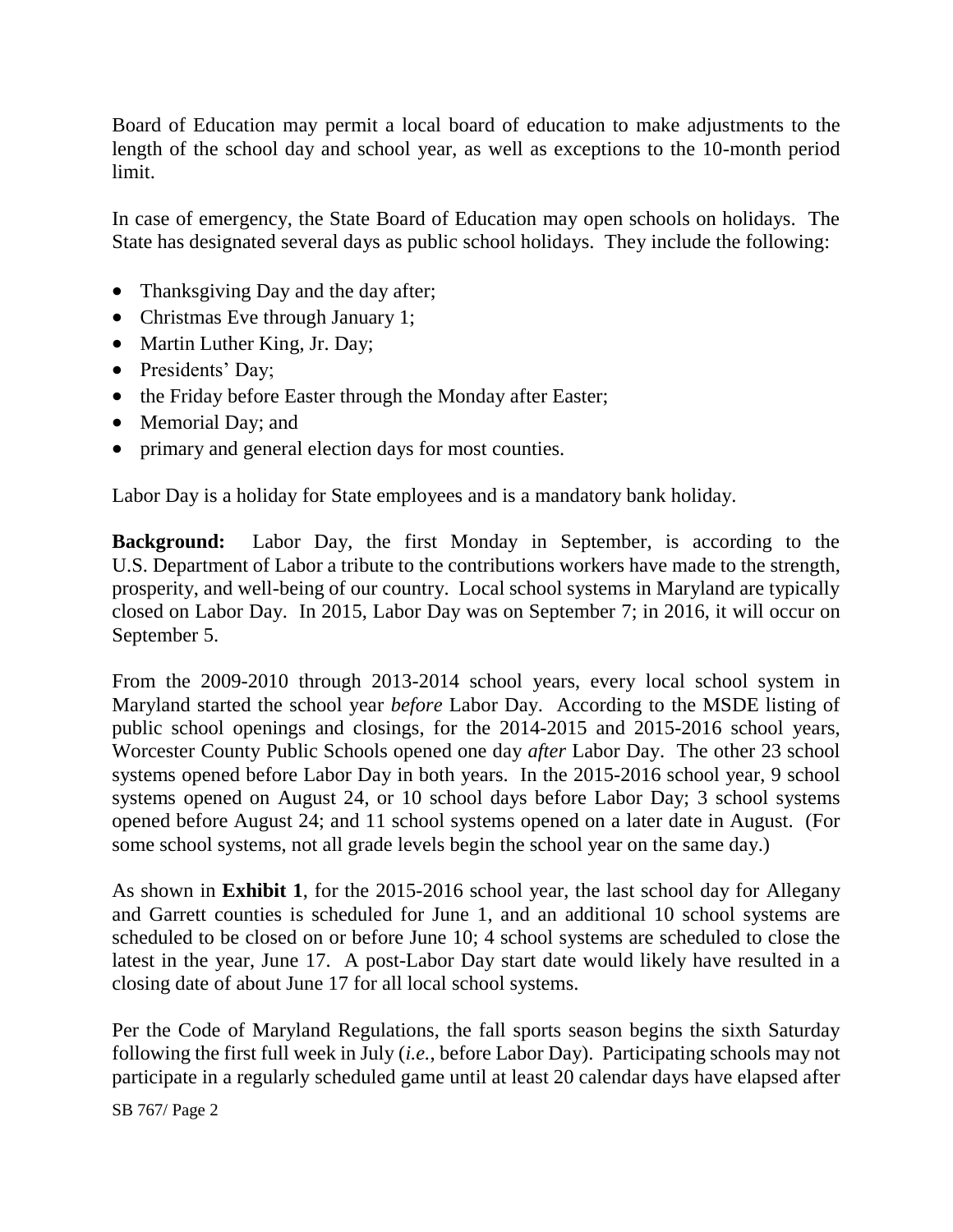Board of Education may permit a local board of education to make adjustments to the length of the school day and school year, as well as exceptions to the 10-month period limit.

In case of emergency, the State Board of Education may open schools on holidays. The State has designated several days as public school holidays. They include the following:

- Thanksgiving Day and the day after;
- Christmas Eve through January 1;
- Martin Luther King, Jr. Day;
- Presidents' Day;
- the Friday before Easter through the Monday after Easter;
- Memorial Day; and
- primary and general election days for most counties.

Labor Day is a holiday for State employees and is a mandatory bank holiday.

**Background:** Labor Day, the first Monday in September, is according to the U.S. Department of Labor a tribute to the contributions workers have made to the strength, prosperity, and well-being of our country. Local school systems in Maryland are typically closed on Labor Day. In 2015, Labor Day was on September 7; in 2016, it will occur on September 5.

From the 2009-2010 through 2013-2014 school years, every local school system in Maryland started the school year *before* Labor Day. According to the MSDE listing of public school openings and closings, for the 2014-2015 and 2015-2016 school years, Worcester County Public Schools opened one day *after* Labor Day. The other 23 school systems opened before Labor Day in both years. In the 2015-2016 school year, 9 school systems opened on August 24, or 10 school days before Labor Day; 3 school systems opened before August 24; and 11 school systems opened on a later date in August. (For some school systems, not all grade levels begin the school year on the same day.)

As shown in **Exhibit 1**, for the 2015-2016 school year, the last school day for Allegany and Garrett counties is scheduled for June 1, and an additional 10 school systems are scheduled to be closed on or before June 10; 4 school systems are scheduled to close the latest in the year, June 17. A post-Labor Day start date would likely have resulted in a closing date of about June 17 for all local school systems.

Per the Code of Maryland Regulations, the fall sports season begins the sixth Saturday following the first full week in July (*i.e.*, before Labor Day). Participating schools may not participate in a regularly scheduled game until at least 20 calendar days have elapsed after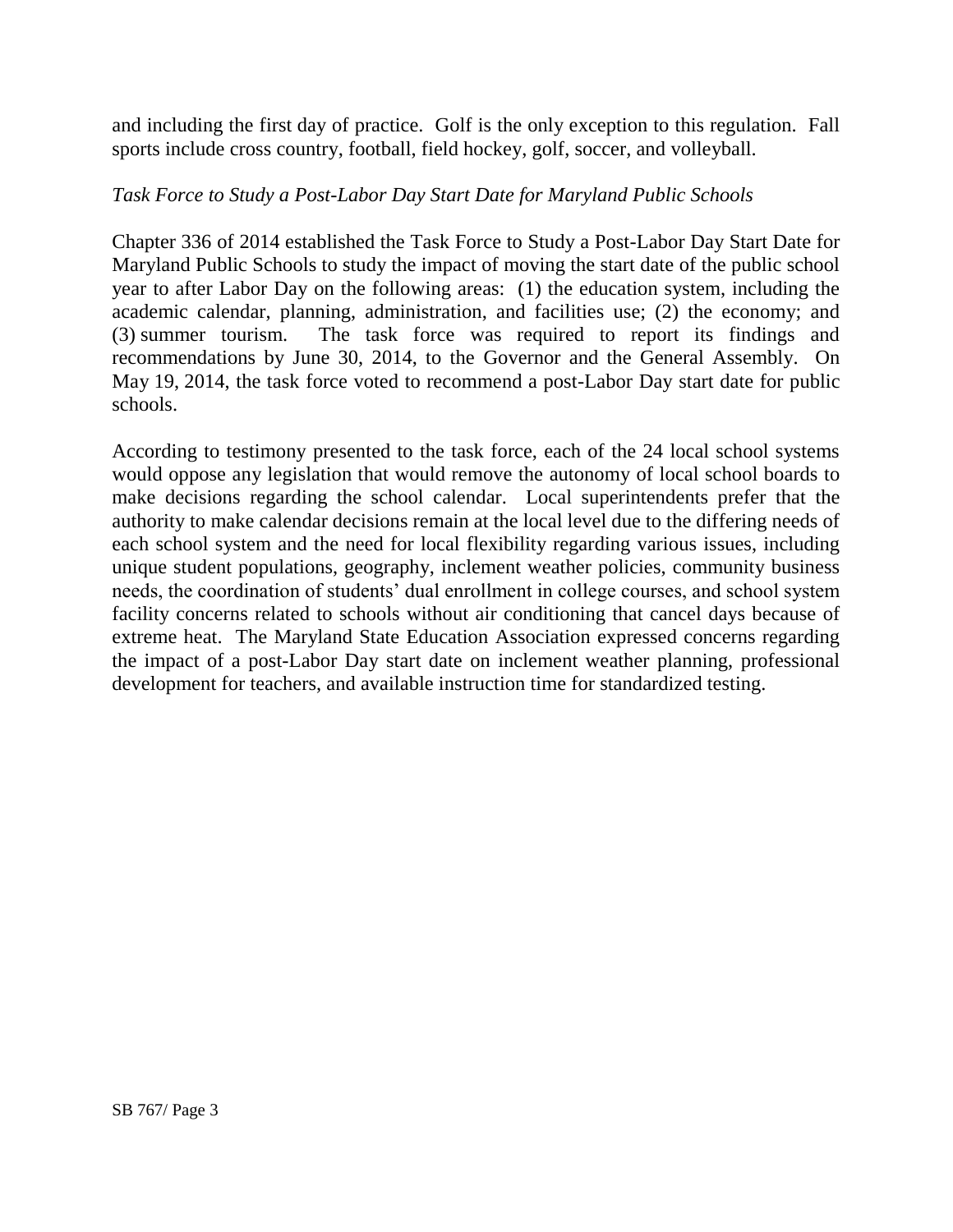and including the first day of practice. Golf is the only exception to this regulation. Fall sports include cross country, football, field hockey, golf, soccer, and volleyball.

*Task Force to Study a Post-Labor Day Start Date for Maryland Public Schools*

Chapter 336 of 2014 established the Task Force to Study a Post-Labor Day Start Date for Maryland Public Schools to study the impact of moving the start date of the public school year to after Labor Day on the following areas: (1) the education system, including the academic calendar, planning, administration, and facilities use; (2) the economy; and (3) summer tourism. The task force was required to report its findings and recommendations by June 30, 2014, to the Governor and the General Assembly. On May 19, 2014, the task force voted to recommend a post-Labor Day start date for public schools.

According to testimony presented to the task force, each of the 24 local school systems would oppose any legislation that would remove the autonomy of local school boards to make decisions regarding the school calendar. Local superintendents prefer that the authority to make calendar decisions remain at the local level due to the differing needs of each school system and the need for local flexibility regarding various issues, including unique student populations, geography, inclement weather policies, community business needs, the coordination of students' dual enrollment in college courses, and school system facility concerns related to schools without air conditioning that cancel days because of extreme heat. The Maryland State Education Association expressed concerns regarding the impact of a post-Labor Day start date on inclement weather planning, professional development for teachers, and available instruction time for standardized testing.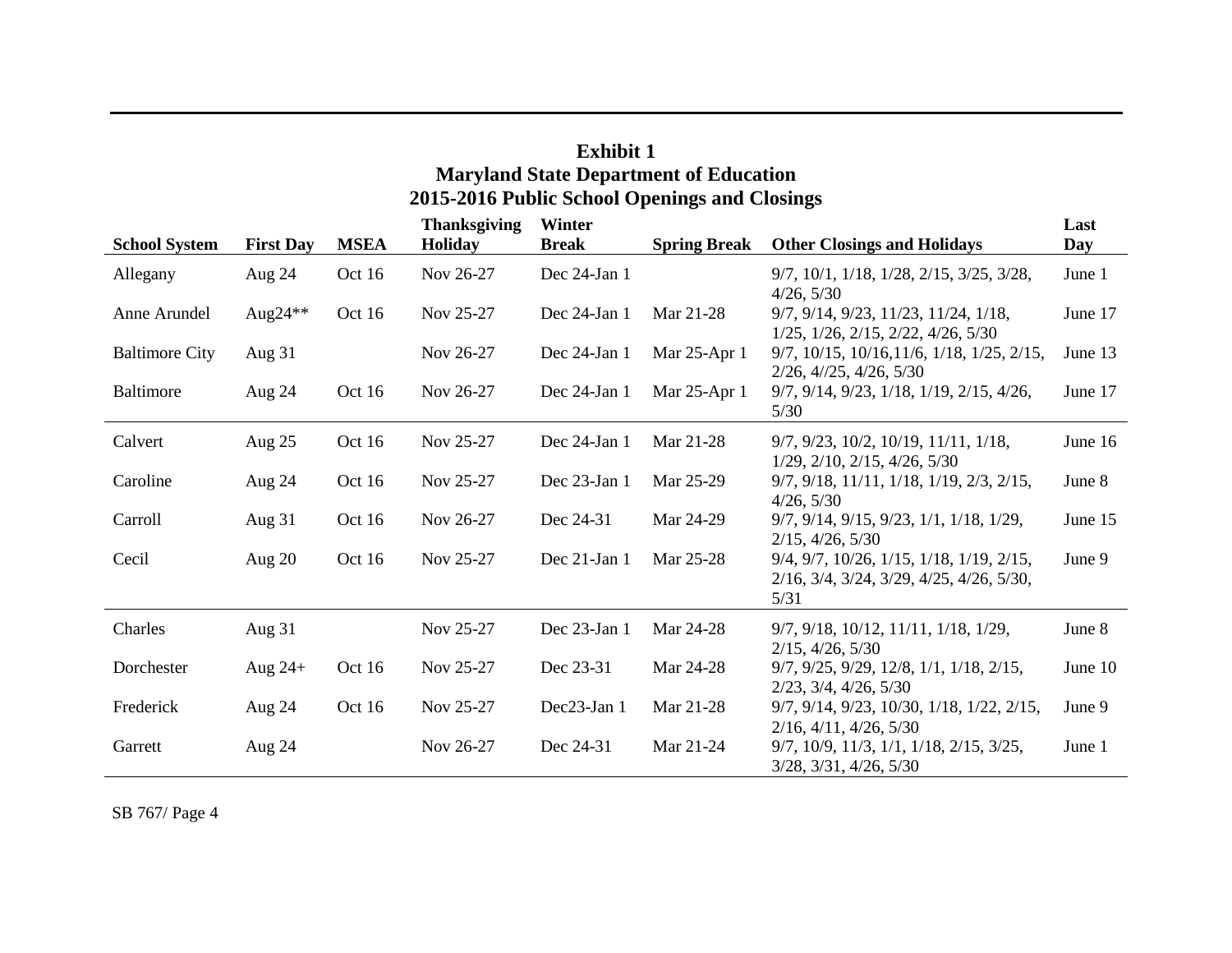**Exhibit 1**
**Maryland State Department of Education**
**2015-2016 Public School Openings and Closings**

| School System | First Day | MSEA | Thanksgiving Holiday | Winter Break | Spring Break | Other Closings and Holidays | Last Day |
|---|---|---|---|---|---|---|---|
| Allegany | Aug 24 | Oct 16 | Nov 26-27 | Dec 24-Jan 1 | | 9/7, 10/1, 1/18, 1/28, 2/15, 3/25, 3/28, 4/26, 5/30 | June 1 |
| Anne Arundel | Aug24** | Oct 16 | Nov 25-27 | Dec 24-Jan 1 | Mar 21-28 | 9/7, 9/14, 9/23, 11/23, 11/24, 1/18, 1/25, 1/26, 2/15, 2/22, 4/26, 5/30 | June 17 |
| Baltimore City | Aug 31 | | Nov 26-27 | Dec 24-Jan 1 | Mar 25-Apr 1 | 9/7, 10/15, 10/16,11/6, 1/18, 1/25, 2/15, 2/26, 4//25, 4/26, 5/30 | June 13 |
| Baltimore | Aug 24 | Oct 16 | Nov 26-27 | Dec 24-Jan 1 | Mar 25-Apr 1 | 9/7, 9/14, 9/23, 1/18, 1/19, 2/15, 4/26, 5/30 | June 17 |
| Calvert | Aug 25 | Oct 16 | Nov 25-27 | Dec 24-Jan 1 | Mar 21-28 | 9/7, 9/23, 10/2, 10/19, 11/11, 1/18, 1/29, 2/10, 2/15, 4/26, 5/30 | June 16 |
| Caroline | Aug 24 | Oct 16 | Nov 25-27 | Dec 23-Jan 1 | Mar 25-29 | 9/7, 9/18, 11/11, 1/18, 1/19, 2/3, 2/15, 4/26, 5/30 | June 8 |
| Carroll | Aug 31 | Oct 16 | Nov 26-27 | Dec 24-31 | Mar 24-29 | 9/7, 9/14, 9/15, 9/23, 1/1, 1/18, 1/29, 2/15, 4/26, 5/30 | June 15 |
| Cecil | Aug 20 | Oct 16 | Nov 25-27 | Dec 21-Jan 1 | Mar 25-28 | 9/4, 9/7, 10/26, 1/15, 1/18, 1/19, 2/15, 2/16, 3/4, 3/24, 3/29, 4/25, 4/26, 5/30, 5/31 | June 9 |
| Charles | Aug 31 | | Nov 25-27 | Dec 23-Jan 1 | Mar 24-28 | 9/7, 9/18, 10/12, 11/11, 1/18, 1/29, 2/15, 4/26, 5/30 | June 8 |
| Dorchester | Aug 24+ | Oct 16 | Nov 25-27 | Dec 23-31 | Mar 24-28 | 9/7, 9/25, 9/29, 12/8, 1/1, 1/18, 2/15, 2/23, 3/4, 4/26, 5/30 | June 10 |
| Frederick | Aug 24 | Oct 16 | Nov 25-27 | Dec23-Jan 1 | Mar 21-28 | 9/7, 9/14, 9/23, 10/30, 1/18, 1/22, 2/15, 2/16, 4/11, 4/26, 5/30 | June 9 |
| Garrett | Aug 24 | | Nov 26-27 | Dec 24-31 | Mar 21-24 | 9/7, 10/9, 11/3, 1/1, 1/18, 2/15, 3/25, 3/28, 3/31, 4/26, 5/30 | June 1 |

SB 767/ Page 4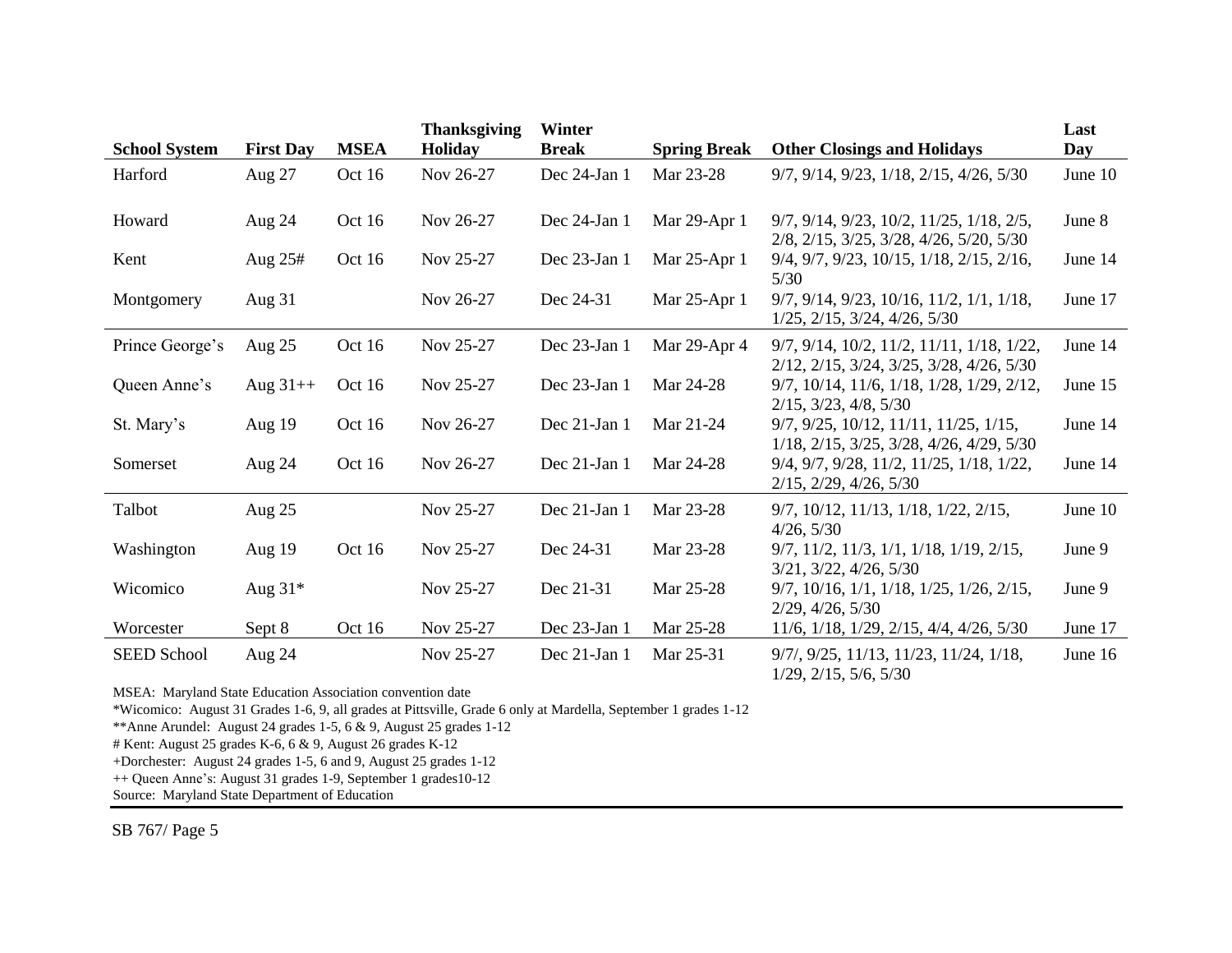| School System | First Day | MSEA | Thanksgiving Holiday | Winter Break | Spring Break | Other Closings and Holidays | Last Day |
|---|---|---|---|---|---|---|---|
| Harford | Aug 27 | Oct 16 | Nov 26-27 | Dec 24-Jan 1 | Mar 23-28 | 9/7, 9/14, 9/23, 1/18, 2/15, 4/26, 5/30 | June 10 |
| Howard | Aug 24 | Oct 16 | Nov 26-27 | Dec 24-Jan 1 | Mar 29-Apr 1 | 9/7, 9/14, 9/23, 10/2, 11/25, 1/18, 2/5, 2/8, 2/15, 3/25, 3/28, 4/26, 5/20, 5/30 | June 8 |
| Kent | Aug 25# | Oct 16 | Nov 25-27 | Dec 23-Jan 1 | Mar 25-Apr 1 | 9/4, 9/7, 9/23, 10/15, 1/18, 2/15, 2/16, 5/30 | June 14 |
| Montgomery | Aug 31 | | Nov 26-27 | Dec 24-31 | Mar 25-Apr 1 | 9/7, 9/14, 9/23, 10/16, 11/2, 1/1, 1/18, 1/25, 2/15, 3/24, 4/26, 5/30 | June 17 |
| Prince George's | Aug 25 | Oct 16 | Nov 25-27 | Dec 23-Jan 1 | Mar 29-Apr 4 | 9/7, 9/14, 10/2, 11/2, 11/11, 1/18, 1/22, 2/12, 2/15, 3/24, 3/25, 3/28, 4/26, 5/30 | June 14 |
| Queen Anne's | Aug 31++ | Oct 16 | Nov 25-27 | Dec 23-Jan 1 | Mar 24-28 | 9/7, 10/14, 11/6, 1/18, 1/28, 1/29, 2/12, 2/15, 3/23, 4/8, 5/30 | June 15 |
| St. Mary's | Aug 19 | Oct 16 | Nov 26-27 | Dec 21-Jan 1 | Mar 21-24 | 9/7, 9/25, 10/12, 11/11, 11/25, 1/15, 1/18, 2/15, 3/25, 3/28, 4/26, 4/29, 5/30 | June 14 |
| Somerset | Aug 24 | Oct 16 | Nov 26-27 | Dec 21-Jan 1 | Mar 24-28 | 9/4, 9/7, 9/28, 11/2, 11/25, 1/18, 1/22, 2/15, 2/29, 4/26, 5/30 | June 14 |
| Talbot | Aug 25 | | Nov 25-27 | Dec 21-Jan 1 | Mar 23-28 | 9/7, 10/12, 11/13, 1/18, 1/22, 2/15, 4/26, 5/30 | June 10 |
| Washington | Aug 19 | Oct 16 | Nov 25-27 | Dec 24-31 | Mar 23-28 | 9/7, 11/2, 11/3, 1/1, 1/18, 1/19, 2/15, 3/21, 3/22, 4/26, 5/30 | June 9 |
| Wicomico | Aug 31* | | Nov 25-27 | Dec 21-31 | Mar 25-28 | 9/7, 10/16, 1/1, 1/18, 1/25, 1/26, 2/15, 2/29, 4/26, 5/30 | June 9 |
| Worcester | Sept 8 | Oct 16 | Nov 25-27 | Dec 23-Jan 1 | Mar 25-28 | 11/6, 1/18, 1/29, 2/15, 4/4, 4/26, 5/30 | June 17 |
| SEED School | Aug 24 | | Nov 25-27 | Dec 21-Jan 1 | Mar 25-31 | 9/7/, 9/25, 11/13, 11/23, 11/24, 1/18, 1/29, 2/15, 5/6, 5/30 | June 16 |

MSEA: Maryland State Education Association convention date

*Wicomico: August 31 Grades 1-6, 9, all grades at Pittsville, Grade 6 only at Mardella, September 1 grades 1-12

**Anne Arundel: August 24 grades 1-5, 6 & 9, August 25 grades 1-12

# Kent: August 25 grades K-6, 6 & 9, August 26 grades K-12

+Dorchester: August 24 grades 1-5, 6 and 9, August 25 grades 1-12

++ Queen Anne's: August 31 grades 1-9, September 1 grades10-12

Source: Maryland State Department of Education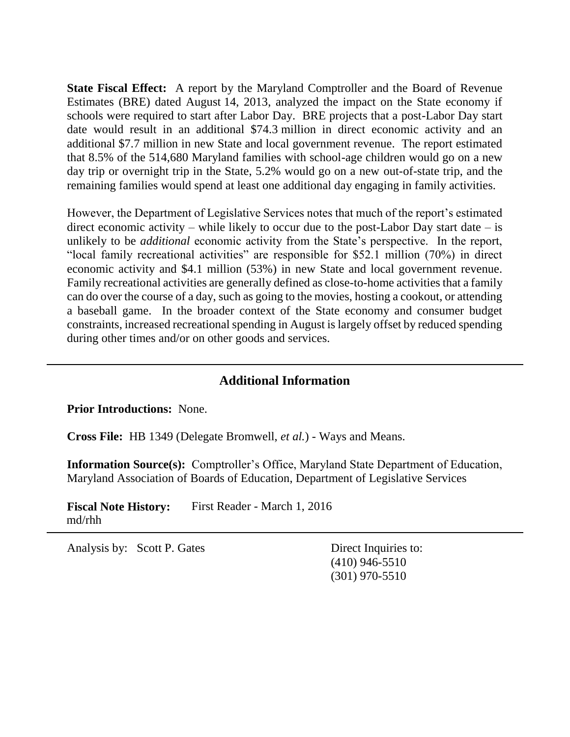**State Fiscal Effect:** A report by the Maryland Comptroller and the Board of Revenue Estimates (BRE) dated August 14, 2013, analyzed the impact on the State economy if schools were required to start after Labor Day. BRE projects that a post-Labor Day start date would result in an additional $74.3 million in direct economic activity and an additional $7.7 million in new State and local government revenue. The report estimated that 8.5% of the 514,680 Maryland families with school-age children would go on a new day trip or overnight trip in the State, 5.2% would go on a new out-of-state trip, and the remaining families would spend at least one additional day engaging in family activities.

However, the Department of Legislative Services notes that much of the report's estimated direct economic activity – while likely to occur due to the post-Labor Day start date – is unlikely to be *additional* economic activity from the State's perspective. In the report, "local family recreational activities" are responsible for $52.1 million (70%) in direct economic activity and $4.1 million (53%) in new State and local government revenue. Family recreational activities are generally defined as close-to-home activities that a family can do over the course of a day, such as going to the movies, hosting a cookout, or attending a baseball game. In the broader context of the State economy and consumer budget constraints, increased recreational spending in August is largely offset by reduced spending during other times and/or on other goods and services.

## Additional Information

**Prior Introductions:** None.

**Cross File:** HB 1349 (Delegate Bromwell, *et al.*) - Ways and Means.

**Information Source(s):** Comptroller's Office, Maryland State Department of Education, Maryland Association of Boards of Education, Department of Legislative Services

**Fiscal Note History:** First Reader - March 1, 2016
md/rhh

Analysis by: Scott P. Gates

Direct Inquiries to:
(410) 946-5510
(301) 970-5510